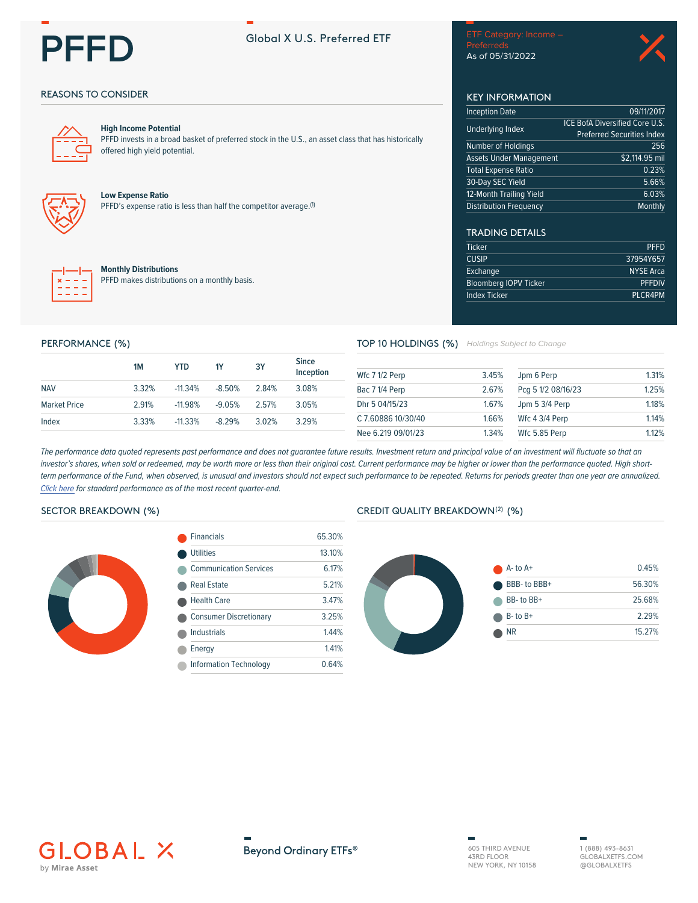# PFFD

Global X U.S. Preferred ETF

ETF Category: Income – Preferreds
As of 05/31/2022

## REASONS TO CONSIDER

**High Income Potential**
PFFD invests in a broad basket of preferred stock in the U.S., an asset class that has historically offered high yield potential.

**Low Expense Ratio**
PFFD's expense ratio is less than half the competitor average.[1]

**Monthly Distributions**
PFFD makes distributions on a monthly basis.

## KEY INFORMATION

| | |
|---|---|
| Inception Date | 09/11/2017 |
| Underlying Index | ICE BofA Diversified Core U.S. Preferred Securities Index |
| Number of Holdings | 256 |
| Assets Under Management | $2,114.95 mil |
| Total Expense Ratio | 0.23% |
| 30-Day SEC Yield | 5.66% |
| 12-Month Trailing Yield | 6.03% |
| Distribution Frequency | Monthly |

## TRADING DETAILS

| | |
|---|---|
| Ticker | PFFD |
| CUSIP | 37954Y657 |
| Exchange | NYSE Arca |
| Bloomberg IOPV Ticker | PFFDIV |
| Index Ticker | PLCR4PM |

## PERFORMANCE (%)

| | 1M | YTD | 1Y | 3Y | Since Inception |
|---|---|---|---|---|---|
| NAV | 3.32% | -11.34% | -8.50% | 2.84% | 3.08% |
| Market Price | 2.91% | -11.98% | -9.05% | 2.57% | 3.05% |
| Index | 3.33% | -11.33% | -8.29% | 3.02% | 3.29% |

## TOP 10 HOLDINGS (%)

*Holdings Subject to Change*

| | | | |
|---|---|---|---|
| Wfc 7 1/2 Perp | 3.45% | Jpm 6 Perp | 1.31% |
| Bac 7 1/4 Perp | 2.67% | Pcg 5 1/2 08/16/23 | 1.25% |
| Dhr 5 04/15/23 | 1.67% | Jpm 5 3/4 Perp | 1.18% |
| C 7.60886 10/30/40 | 1.66% | Wfc 4 3/4 Perp | 1.14% |
| Nee 6.219 09/01/23 | 1.34% | Wfc 5.85 Perp | 1.12% |

*The performance data quoted represents past performance and does not guarantee future results. Investment return and principal value of an investment will fluctuate so that an investor's shares, when sold or redeemed, may be worth more or less than their original cost. Current performance may be higher or lower than the performance quoted. High short-term performance of the Fund, when observed, is unusual and investors should not expect such performance to be repeated. Returns for periods greater than one year are annualized. Click here for standard performance as of the most recent quarter-end.*

## SECTOR BREAKDOWN (%)

| | |
|---|---|
| Financials | 65.30% |
| Utilities | 13.10% |
| Communication Services | 6.17% |
| Real Estate | 5.21% |
| Health Care | 3.47% |
| Consumer Discretionary | 3.25% |
| Industrials | 1.44% |
| Energy | 1.41% |
| Information Technology | 0.64% |

## CREDIT QUALITY BREAKDOWN[2] (%)

| | |
|---|---|
| A- to A+ | 0.45% |
| BBB- to BBB+ | 56.30% |
| BB- to BB+ | 25.68% |
| B- to B+ | 2.29% |
| NR | 15.27% |

GLOBAL X by Mirae Asset

Beyond Ordinary ETFs®

605 THIRD AVENUE
43RD FLOOR
NEW YORK, NY 10158

1 (888) 493-8631
GLOBALXETFS.COM
@GLOBALXETFS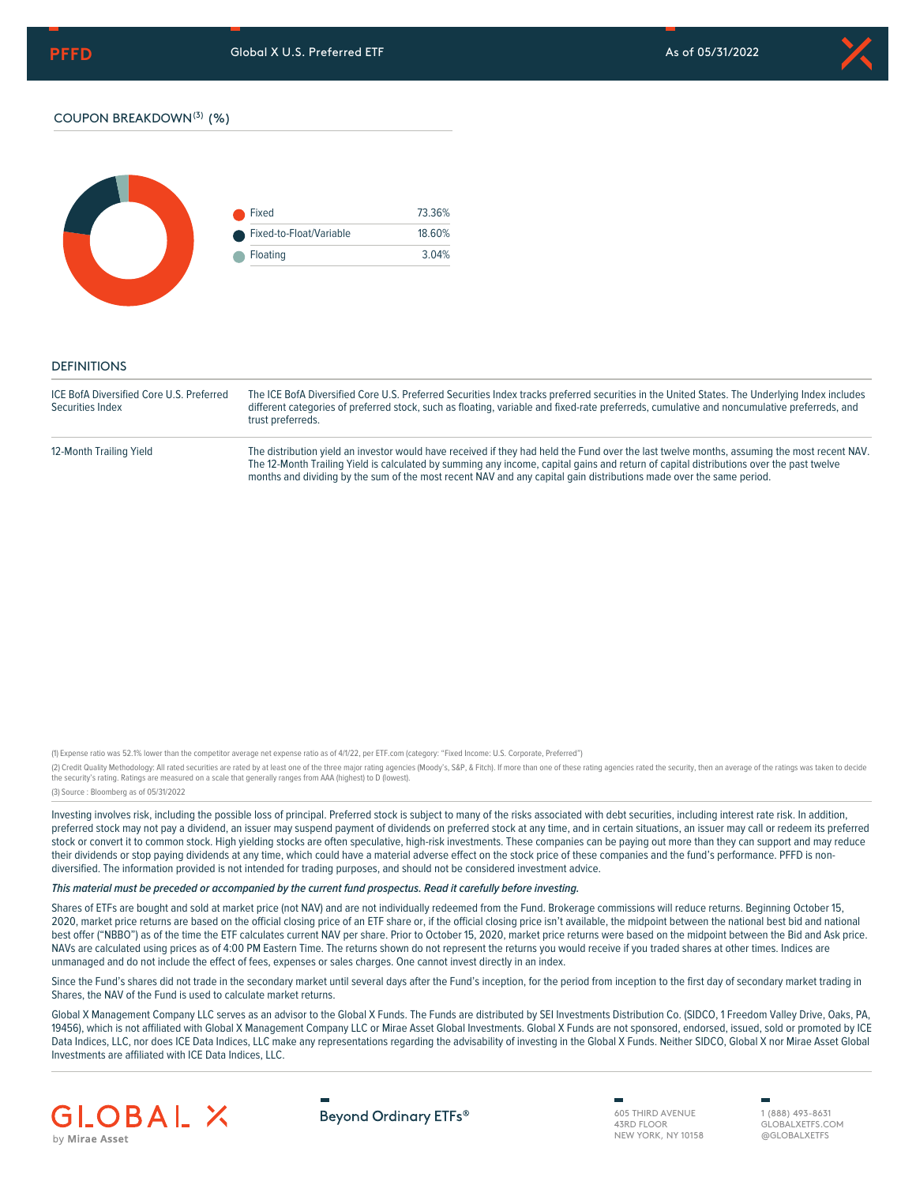## COUPON BREAKDOWN[3] (%)

Fixed 73.36%
Fixed-to-Float/Variable 18.60%
Floating 3.04%

## DEFINITIONS

| | |
|---|---|
| ICE BofA Diversified Core U.S. Preferred Securities Index | The ICE BofA Diversified Core U.S. Preferred Securities Index tracks preferred securities in the United States. The Underlying Index includes different categories of preferred stock, such as floating, variable and fixed-rate preferreds, cumulative and noncumulative preferreds, and trust preferreds. |
| 12-Month Trailing Yield | The distribution yield an investor would have received if they had held the Fund over the last twelve months, assuming the most recent NAV. The 12-Month Trailing Yield is calculated by summing any income, capital gains and return of capital distributions over the past twelve months and dividing by the sum of the most recent NAV and any capital gain distributions made over the same period. |

(1) Expense ratio was 52.1% lower than the competitor average net expense ratio as of 4/1/22, per ETF.com (category: "Fixed Income: U.S. Corporate, Preferred")

(2) Credit Quality Methodology: All rated securities are rated by at least one of the three major rating agencies (Moody's, S&P, & Fitch). If more than one of these rating agencies rated the security, then an average of the ratings was taken to decide the security's rating. Ratings are measured on a scale that generally ranges from AAA (highest) to D (lowest).

(3) Source : Bloomberg as of 05/31/2022

Investing involves risk, including the possible loss of principal. Preferred stock is subject to many of the risks associated with debt securities, including interest rate risk. In addition, preferred stock may not pay a dividend, an issuer may suspend payment of dividends on preferred stock at any time, and in certain situations, an issuer may call or redeem its preferred stock or convert it to common stock. High yielding stocks are often speculative, high-risk investments. These companies can be paying out more than they can support and may reduce their dividends or stop paying dividends at any time, which could have a material adverse effect on the stock price of these companies and the fund's performance. PFFD is non-diversified. The information provided is not intended for trading purposes, and should not be considered investment advice.

***This material must be preceded or accompanied by the current fund prospectus. Read it carefully before investing.***

Shares of ETFs are bought and sold at market price (not NAV) and are not individually redeemed from the Fund. Brokerage commissions will reduce returns. Beginning October 15, 2020, market price returns are based on the official closing price of an ETF share or, if the official closing price isn't available, the midpoint between the national best bid and national best offer ("NBBO") as of the time the ETF calculates current NAV per share. Prior to October 15, 2020, market price returns were based on the midpoint between the Bid and Ask price. NAVs are calculated using prices as of 4:00 PM Eastern Time. The returns shown do not represent the returns you would receive if you traded shares at other times. Indices are unmanaged and do not include the effect of fees, expenses or sales charges. One cannot invest directly in an index.

Since the Fund's shares did not trade in the secondary market until several days after the Fund's inception, for the period from inception to the first day of secondary market trading in Shares, the NAV of the Fund is used to calculate market returns.

Global X Management Company LLC serves as an advisor to the Global X Funds. The Funds are distributed by SEI Investments Distribution Co. (SIDCO, 1 Freedom Valley Drive, Oaks, PA, 19456), which is not affiliated with Global X Management Company LLC or Mirae Asset Global Investments. Global X Funds are not sponsored, endorsed, issued, sold or promoted by ICE Data Indices, LLC, nor does ICE Data Indices, LLC make any representations regarding the advisability of investing in the Global X Funds. Neither SIDCO, Global X nor Mirae Asset Global Investments are affiliated with ICE Data Indices, LLC.

GLOBAL X by Mirae Asset

Beyond Ordinary ETFs®

605 THIRD AVENUE
43RD FLOOR
NEW YORK, NY 10158

1 (888) 493-8631
GLOBALXETFS.COM
@GLOBALXETFS